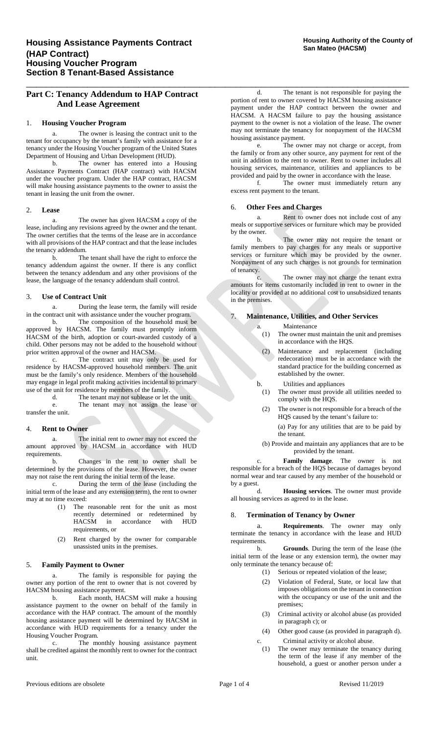# Housing Assistance Payments Contract (HAP Contract)
# Housing Voucher Program
# Section 8 Tenant-Based Assistance

**Housing Authority of the County of San Mateo (HACSM)**

## Part C: Tenancy Addendum to HAP Contract And Lease Agreement

### 1. Housing Voucher Program

a. The owner is leasing the contract unit to the tenant for occupancy by the tenant's family with assistance for a tenancy under the Housing Voucher program of the United States Department of Housing and Urban Development (HUD).

b. The owner has entered into a Housing Assistance Payments Contract (HAP contract) with HACSM under the voucher program. Under the HAP contract, HACSM will make housing assistance payments to the owner to assist the tenant in leasing the unit from the owner.

### 2. Lease

a. The owner has given HACSM a copy of the lease, including any revisions agreed by the owner and the tenant. The owner certifies that the terms of the lease are in accordance with all provisions of the HAP contract and that the lease includes the tenancy addendum.

b. The tenant shall have the right to enforce the tenancy addendum against the owner. If there is any conflict between the tenancy addendum and any other provisions of the lease, the language of the tenancy addendum shall control.

### 3. Use of Contract Unit

a. During the lease term, the family will reside in the contract unit with assistance under the voucher program.

b. The composition of the household must be approved by HACSM. The family must promptly inform HACSM of the birth, adoption or court-awarded custody of a child. Other persons may not be added to the household without prior written approval of the owner and HACSM.

c. The contract unit may only be used for residence by HACSM-approved household members. The unit must be the family's only residence. Members of the household may engage in legal profit making activities incidental to primary use of the unit for residence by members of the family.

d. The tenant may not sublease or let the unit.

e. The tenant may not assign the lease or transfer the unit.

### 4. Rent to Owner

a. The initial rent to owner may not exceed the amount approved by HACSM in accordance with HUD requirements.

b. Changes in the rent to owner shall be determined by the provisions of the lease. However, the owner may not raise the rent during the initial term of the lease.

c. During the term of the lease (including the initial term of the lease and any extension term), the rent to owner may at no time exceed:

(1) The reasonable rent for the unit as most recently determined or redetermined by HACSM in accordance with HUD requirements, or

(2) Rent charged by the owner for comparable unassisted units in the premises.

### 5. Family Payment to Owner

a. The family is responsible for paying the owner any portion of the rent to owner that is not covered by HACSM housing assistance payment.

b. Each month, HACSM will make a housing assistance payment to the owner on behalf of the family in accordance with the HAP contract. The amount of the monthly housing assistance payment will be determined by HACSM in accordance with HUD requirements for a tenancy under the Housing Voucher Program.

c. The monthly housing assistance payment shall be credited against the monthly rent to owner for the contract unit.

d. The tenant is not responsible for paying the portion of rent to owner covered by HACSM housing assistance payment under the HAP contract between the owner and HACSM. A HACSM failure to pay the housing assistance payment to the owner is not a violation of the lease. The owner may not terminate the tenancy for nonpayment of the HACSM housing assistance payment.

e. The owner may not charge or accept, from the family or from any other source, any payment for rent of the unit in addition to the rent to owner. Rent to owner includes all housing services, maintenance, utilities and appliances to be provided and paid by the owner in accordance with the lease.

f. The owner must immediately return any excess rent payment to the tenant.

### 6. Other Fees and Charges

a. Rent to owner does not include cost of any meals or supportive services or furniture which may be provided by the owner.

b. The owner may not require the tenant or family members to pay charges for any meals or supportive services or furniture which may be provided by the owner. Nonpayment of any such charges is not grounds for termination of tenancy.

c. The owner may not charge the tenant extra amounts for items customarily included in rent to owner in the locality or provided at no additional cost to unsubsidized tenants in the premises.

### 7. Maintenance, Utilities, and Other Services

a. Maintenance

(1) The owner must maintain the unit and premises in accordance with the HQS.

(2) Maintenance and replacement (including redecoration) must be in accordance with the standard practice for the building concerned as established by the owner.

b. Utilities and appliances

(1) The owner must provide all utilities needed to comply with the HQS.

(2) The owner is not responsible for a breach of the HQS caused by the tenant's failure to:

(a) Pay for any utilities that are to be paid by the tenant.

(b) Provide and maintain any appliances that are to be provided by the tenant.

c. **Family damage**. The owner is not responsible for a breach of the HQS because of damages beyond normal wear and tear caused by any member of the household or by a guest.

d. **Housing services**. The owner must provide all housing services as agreed to in the lease.

### 8. Termination of Tenancy by Owner

a. **Requirements**. The owner may only terminate the tenancy in accordance with the lease and HUD requirements.

b. **Grounds**. During the term of the lease (the initial term of the lease or any extension term), the owner may only terminate the tenancy because of:

(1) Serious or repeated violation of the lease;

(2) Violation of Federal, State, or local law that imposes obligations on the tenant in connection with the occupancy or use of the unit and the premises;

(3) Criminal activity or alcohol abuse (as provided in paragraph c); or

(4) Other good cause (as provided in paragraph d).

c. Criminal activity or alcohol abuse.

(1) The owner may terminate the tenancy during the term of the lease if any member of the household, a guest or another person under a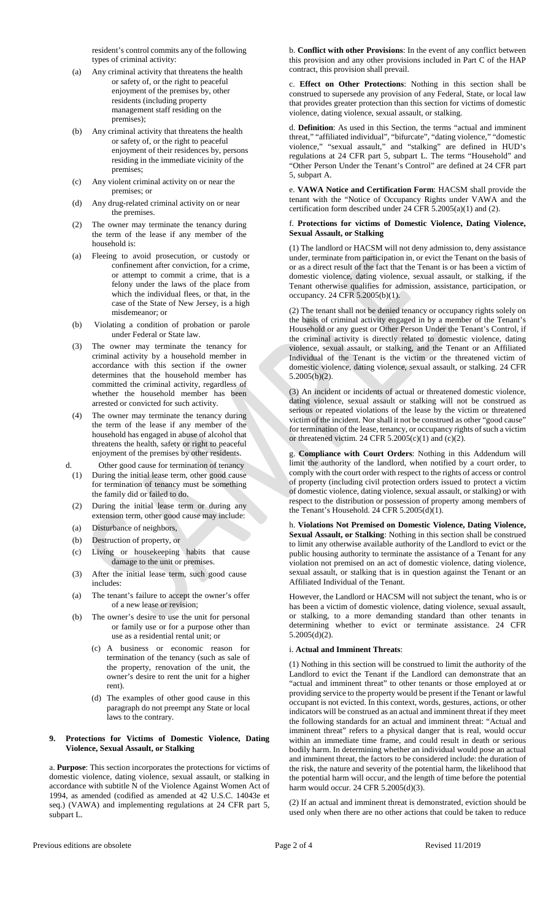resident's control commits any of the following types of criminal activity:

(a) Any criminal activity that threatens the health or safety of, or the right to peaceful enjoyment of the premises by, other residents (including property management staff residing on the premises);

(b) Any criminal activity that threatens the health or safety of, or the right to peaceful enjoyment of their residences by, persons residing in the immediate vicinity of the premises;

(c) Any violent criminal activity on or near the premises; or

(d) Any drug-related criminal activity on or near the premises.

(2) The owner may terminate the tenancy during the term of the lease if any member of the household is:

(a) Fleeing to avoid prosecution, or custody or confinement after conviction, for a crime, or attempt to commit a crime, that is a felony under the laws of the place from which the individual flees, or that, in the case of the State of New Jersey, is a high misdemeanor; or

(b) Violating a condition of probation or parole under Federal or State law.

(3) The owner may terminate the tenancy for criminal activity by a household member in accordance with this section if the owner determines that the household member has committed the criminal activity, regardless of whether the household member has been arrested or convicted for such activity.

(4) The owner may terminate the tenancy during the term of the lease if any member of the household has engaged in abuse of alcohol that threatens the health, safety or right to peaceful enjoyment of the premises by other residents.

d. Other good cause for termination of tenancy

(1) During the initial lease term, other good cause for termination of tenancy must be something the family did or failed to do.

(2) During the initial lease term or during any extension term, other good cause may include:

(a) Disturbance of neighbors,

(b) Destruction of property, or

(c) Living or housekeeping habits that cause damage to the unit or premises.

(3) After the initial lease term, such good cause includes:

(a) The tenant's failure to accept the owner's offer of a new lease or revision;

(b) The owner's desire to use the unit for personal or family use or for a purpose other than use as a residential rental unit; or

(c) A business or economic reason for termination of the tenancy (such as sale of the property, renovation of the unit, the owner's desire to rent the unit for a higher rent).

(d) The examples of other good cause in this paragraph do not preempt any State or local laws to the contrary.

## 9. Protections for Victims of Domestic Violence, Dating Violence, Sexual Assault, or Stalking

a. **Purpose**: This section incorporates the protections for victims of domestic violence, dating violence, sexual assault, or stalking in accordance with subtitle N of the Violence Against Women Act of 1994, as amended (codified as amended at 42 U.S.C. 14043e et seq.) (VAWA) and implementing regulations at 24 CFR part 5, subpart L.

b. **Conflict with other Provisions**: In the event of any conflict between this provision and any other provisions included in Part C of the HAP contract, this provision shall prevail.

c. **Effect on Other Protections**: Nothing in this section shall be construed to supersede any provision of any Federal, State, or local law that provides greater protection than this section for victims of domestic violence, dating violence, sexual assault, or stalking.

d. **Definition**: As used in this Section, the terms "actual and imminent threat," "affiliated individual", "bifurcate", "dating violence," "domestic violence," "sexual assault," and "stalking" are defined in HUD's regulations at 24 CFR part 5, subpart L. The terms "Household" and "Other Person Under the Tenant's Control" are defined at 24 CFR part 5, subpart A.

e. **VAWA Notice and Certification Form**: HACSM shall provide the tenant with the "Notice of Occupancy Rights under VAWA and the certification form described under 24 CFR 5.2005(a)(1) and (2).

f. **Protections for victims of Domestic Violence, Dating Violence, Sexual Assault, or Stalking**

(1) The landlord or HACSM will not deny admission to, deny assistance under, terminate from participation in, or evict the Tenant on the basis of or as a direct result of the fact that the Tenant is or has been a victim of domestic violence, dating violence, sexual assault, or stalking, if the Tenant otherwise qualifies for admission, assistance, participation, or occupancy. 24 CFR 5.2005(b)(1).

(2) The tenant shall not be denied tenancy or occupancy rights solely on the basis of criminal activity engaged in by a member of the Tenant's Household or any guest or Other Person Under the Tenant's Control, if the criminal activity is directly related to domestic violence, dating violence, sexual assault, or stalking, and the Tenant or an Affiliated Individual of the Tenant is the victim or the threatened victim of domestic violence, dating violence, sexual assault, or stalking. 24 CFR 5.2005(b)(2).

(3) An incident or incidents of actual or threatened domestic violence, dating violence, sexual assault or stalking will not be construed as serious or repeated violations of the lease by the victim or threatened victim of the incident. Nor shall it not be construed as other "good cause" for termination of the lease, tenancy, or occupancy rights of such a victim or threatened victim. 24 CFR 5.2005(c)(1) and (c)(2).

g. **Compliance with Court Orders**: Nothing in this Addendum will limit the authority of the landlord, when notified by a court order, to comply with the court order with respect to the rights of access or control of property (including civil protection orders issued to protect a victim of domestic violence, dating violence, sexual assault, or stalking) or with respect to the distribution or possession of property among members of the Tenant's Household. 24 CFR 5.2005(d)(1).

h. **Violations Not Premised on Domestic Violence, Dating Violence, Sexual Assault, or Stalking**: Nothing in this section shall be construed to limit any otherwise available authority of the Landlord to evict or the public housing authority to terminate the assistance of a Tenant for any violation not premised on an act of domestic violence, dating violence, sexual assault, or stalking that is in question against the Tenant or an Affiliated Individual of the Tenant.

However, the Landlord or HACSM will not subject the tenant, who is or has been a victim of domestic violence, dating violence, sexual assault, or stalking, to a more demanding standard than other tenants in determining whether to evict or terminate assistance. 24 CFR 5.2005(d)(2).

i. **Actual and Imminent Threats**:

(1) Nothing in this section will be construed to limit the authority of the Landlord to evict the Tenant if the Landlord can demonstrate that an "actual and imminent threat" to other tenants or those employed at or providing service to the property would be present if the Tenant or lawful occupant is not evicted. In this context, words, gestures, actions, or other indicators will be construed as an actual and imminent threat if they meet the following standards for an actual and imminent threat: "Actual and imminent threat" refers to a physical danger that is real, would occur within an immediate time frame, and could result in death or serious bodily harm. In determining whether an individual would pose an actual and imminent threat, the factors to be considered include: the duration of the risk, the nature and severity of the potential harm, the likelihood that the potential harm will occur, and the length of time before the potential harm would occur. 24 CFR 5.2005(d)(3).

(2) If an actual and imminent threat is demonstrated, eviction should be used only when there are no other actions that could be taken to reduce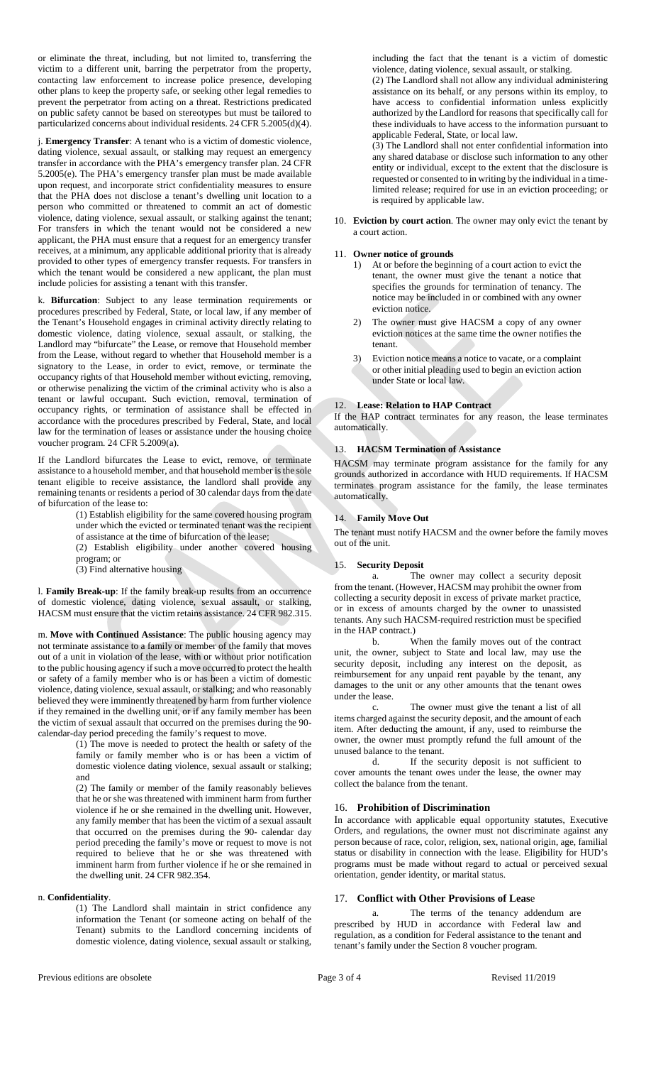or eliminate the threat, including, but not limited to, transferring the victim to a different unit, barring the perpetrator from the property, contacting law enforcement to increase police presence, developing other plans to keep the property safe, or seeking other legal remedies to prevent the perpetrator from acting on a threat. Restrictions predicated on public safety cannot be based on stereotypes but must be tailored to particularized concerns about individual residents. 24 CFR 5.2005(d)(4).

j. **Emergency Transfer**: A tenant who is a victim of domestic violence, dating violence, sexual assault, or stalking may request an emergency transfer in accordance with the PHA's emergency transfer plan. 24 CFR 5.2005(e). The PHA's emergency transfer plan must be made available upon request, and incorporate strict confidentiality measures to ensure that the PHA does not disclose a tenant's dwelling unit location to a person who committed or threatened to commit an act of domestic violence, dating violence, sexual assault, or stalking against the tenant; For transfers in which the tenant would not be considered a new applicant, the PHA must ensure that a request for an emergency transfer receives, at a minimum, any applicable additional priority that is already provided to other types of emergency transfer requests. For transfers in which the tenant would be considered a new applicant, the plan must include policies for assisting a tenant with this transfer.

k. **Bifurcation**: Subject to any lease termination requirements or procedures prescribed by Federal, State, or local law, if any member of the Tenant's Household engages in criminal activity directly relating to domestic violence, dating violence, sexual assault, or stalking, the Landlord may "bifurcate" the Lease, or remove that Household member from the Lease, without regard to whether that Household member is a signatory to the Lease, in order to evict, remove, or terminate the occupancy rights of that Household member without evicting, removing, or otherwise penalizing the victim of the criminal activity who is also a tenant or lawful occupant. Such eviction, removal, termination of occupancy rights, or termination of assistance shall be effected in accordance with the procedures prescribed by Federal, State, and local law for the termination of leases or assistance under the housing choice voucher program. 24 CFR 5.2009(a).

If the Landlord bifurcates the Lease to evict, remove, or terminate assistance to a household member, and that household member is the sole tenant eligible to receive assistance, the landlord shall provide any remaining tenants or residents a period of 30 calendar days from the date of bifurcation of the lease to:

(1) Establish eligibility for the same covered housing program under which the evicted or terminated tenant was the recipient of assistance at the time of bifurcation of the lease;
(2) Establish eligibility under another covered housing program; or
(3) Find alternative housing

l. **Family Break-up**: If the family break-up results from an occurrence of domestic violence, dating violence, sexual assault, or stalking, HACSM must ensure that the victim retains assistance. 24 CFR 982.315.

m. **Move with Continued Assistance**: The public housing agency may not terminate assistance to a family or member of the family that moves out of a unit in violation of the lease, with or without prior notification to the public housing agency if such a move occurred to protect the health or safety of a family member who is or has been a victim of domestic violence, dating violence, sexual assault, or stalking; and who reasonably believed they were imminently threatened by harm from further violence if they remained in the dwelling unit, or if any family member has been the victim of sexual assault that occurred on the premises during the 90-calendar-day period preceding the family's request to move.

(1) The move is needed to protect the health or safety of the family or family member who is or has been a victim of domestic violence dating violence, sexual assault or stalking; and
(2) The family or member of the family reasonably believes that he or she was threatened with imminent harm from further violence if he or she remained in the dwelling unit. However, any family member that has been the victim of a sexual assault that occurred on the premises during the 90- calendar day period preceding the family's move or request to move is not required to believe that he or she was threatened with imminent harm from further violence if he or she remained in the dwelling unit. 24 CFR 982.354.

n. **Confidentiality**.

(1) The Landlord shall maintain in strict confidence any information the Tenant (or someone acting on behalf of the Tenant) submits to the Landlord concerning incidents of domestic violence, dating violence, sexual assault or stalking, including the fact that the tenant is a victim of domestic violence, dating violence, sexual assault, or stalking.
(2) The Landlord shall not allow any individual administering assistance on its behalf, or any persons within its employ, to have access to confidential information unless explicitly authorized by the Landlord for reasons that specifically call for these individuals to have access to the information pursuant to applicable Federal, State, or local law.
(3) The Landlord shall not enter confidential information into any shared database or disclose such information to any other entity or individual, except to the extent that the disclosure is requested or consented to in writing by the individual in a time-limited release; required for use in an eviction proceeding; or is required by applicable law.

10. **Eviction by court action**. The owner may only evict the tenant by a court action.

11. **Owner notice of grounds**

1) At or before the beginning of a court action to evict the tenant, the owner must give the tenant a notice that specifies the grounds for termination of tenancy. The notice may be included in or combined with any owner eviction notice.
2) The owner must give HACSM a copy of any owner eviction notices at the same time the owner notifies the tenant.
3) Eviction notice means a notice to vacate, or a complaint or other initial pleading used to begin an eviction action under State or local law.

## 12. Lease: Relation to HAP Contract

If the HAP contract terminates for any reason, the lease terminates automatically.

## 13. HACSM Termination of Assistance

HACSM may terminate program assistance for the family for any grounds authorized in accordance with HUD requirements. If HACSM terminates program assistance for the family, the lease terminates automatically.

## 14. Family Move Out

The tenant must notify HACSM and the owner before the family moves out of the unit.

## 15. Security Deposit

a. The owner may collect a security deposit from the tenant. (However, HACSM may prohibit the owner from collecting a security deposit in excess of private market practice, or in excess of amounts charged by the owner to unassisted tenants. Any such HACSM-required restriction must be specified in the HAP contract.)

b. When the family moves out of the contract unit, the owner, subject to State and local law, may use the security deposit, including any interest on the deposit, as reimbursement for any unpaid rent payable by the tenant, any damages to the unit or any other amounts that the tenant owes under the lease.

c. The owner must give the tenant a list of all items charged against the security deposit, and the amount of each item. After deducting the amount, if any, used to reimburse the owner, the owner must promptly refund the full amount of the unused balance to the tenant.

d. If the security deposit is not sufficient to cover amounts the tenant owes under the lease, the owner may collect the balance from the tenant.

## 16. Prohibition of Discrimination

In accordance with applicable equal opportunity statutes, Executive Orders, and regulations, the owner must not discriminate against any person because of race, color, religion, sex, national origin, age, familial status or disability in connection with the lease. Eligibility for HUD's programs must be made without regard to actual or perceived sexual orientation, gender identity, or marital status.

## 17. Conflict with Other Provisions of Lease

a. The terms of the tenancy addendum are prescribed by HUD in accordance with Federal law and regulation, as a condition for Federal assistance to the tenant and tenant's family under the Section 8 voucher program.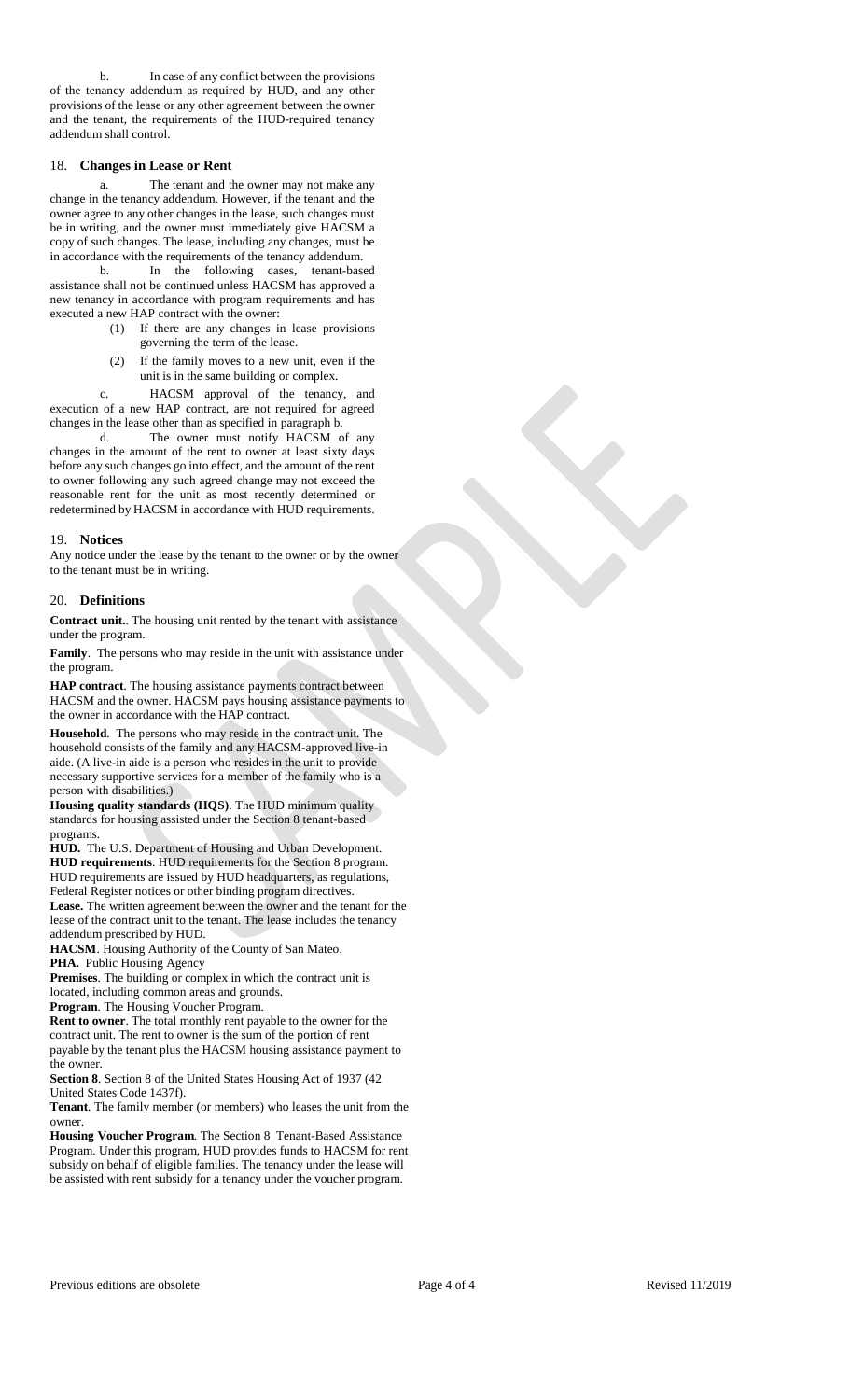b. In case of any conflict between the provisions of the tenancy addendum as required by HUD, and any other provisions of the lease or any other agreement between the owner and the tenant, the requirements of the HUD-required tenancy addendum shall control.

## 18. Changes in Lease or Rent

a. The tenant and the owner may not make any change in the tenancy addendum. However, if the tenant and the owner agree to any other changes in the lease, such changes must be in writing, and the owner must immediately give HACSM a copy of such changes. The lease, including any changes, must be in accordance with the requirements of the tenancy addendum.

b. In the following cases, tenant-based assistance shall not be continued unless HACSM has approved a new tenancy in accordance with program requirements and has executed a new HAP contract with the owner:

(1) If there are any changes in lease provisions governing the term of the lease.

(2) If the family moves to a new unit, even if the unit is in the same building or complex.

c. HACSM approval of the tenancy, and execution of a new HAP contract, are not required for agreed changes in the lease other than as specified in paragraph b.

d. The owner must notify HACSM of any changes in the amount of the rent to owner at least sixty days before any such changes go into effect, and the amount of the rent to owner following any such agreed change may not exceed the reasonable rent for the unit as most recently determined or redetermined by HACSM in accordance with HUD requirements.

## 19. Notices

Any notice under the lease by the tenant to the owner or by the owner to the tenant must be in writing.

## 20. Definitions

**Contract unit.**. The housing unit rented by the tenant with assistance under the program.

**Family**. The persons who may reside in the unit with assistance under the program.

**HAP contract**. The housing assistance payments contract between HACSM and the owner. HACSM pays housing assistance payments to the owner in accordance with the HAP contract.

**Household**. The persons who may reside in the contract unit. The household consists of the family and any HACSM-approved live-in aide. (A live-in aide is a person who resides in the unit to provide necessary supportive services for a member of the family who is a person with disabilities.)

**Housing quality standards (HQS)**. The HUD minimum quality standards for housing assisted under the Section 8 tenant-based programs.

**HUD.** The U.S. Department of Housing and Urban Development.

**HUD requirements**. HUD requirements for the Section 8 program. HUD requirements are issued by HUD headquarters, as regulations, Federal Register notices or other binding program directives.

**Lease.** The written agreement between the owner and the tenant for the lease of the contract unit to the tenant. The lease includes the tenancy addendum prescribed by HUD.

**HACSM**. Housing Authority of the County of San Mateo.

**PHA.** Public Housing Agency

**Premises**. The building or complex in which the contract unit is located, including common areas and grounds.

**Program**. The Housing Voucher Program.

**Rent to owner**. The total monthly rent payable to the owner for the contract unit. The rent to owner is the sum of the portion of rent payable by the tenant plus the HACSM housing assistance payment to the owner.

**Section 8**. Section 8 of the United States Housing Act of 1937 (42 United States Code 1437f).

**Tenant**. The family member (or members) who leases the unit from the owner.

**Housing Voucher Program**. The Section 8 Tenant-Based Assistance Program. Under this program, HUD provides funds to HACSM for rent subsidy on behalf of eligible families. The tenancy under the lease will be assisted with rent subsidy for a tenancy under the voucher program.

Previous editions are obsolete — Revised 11/2019